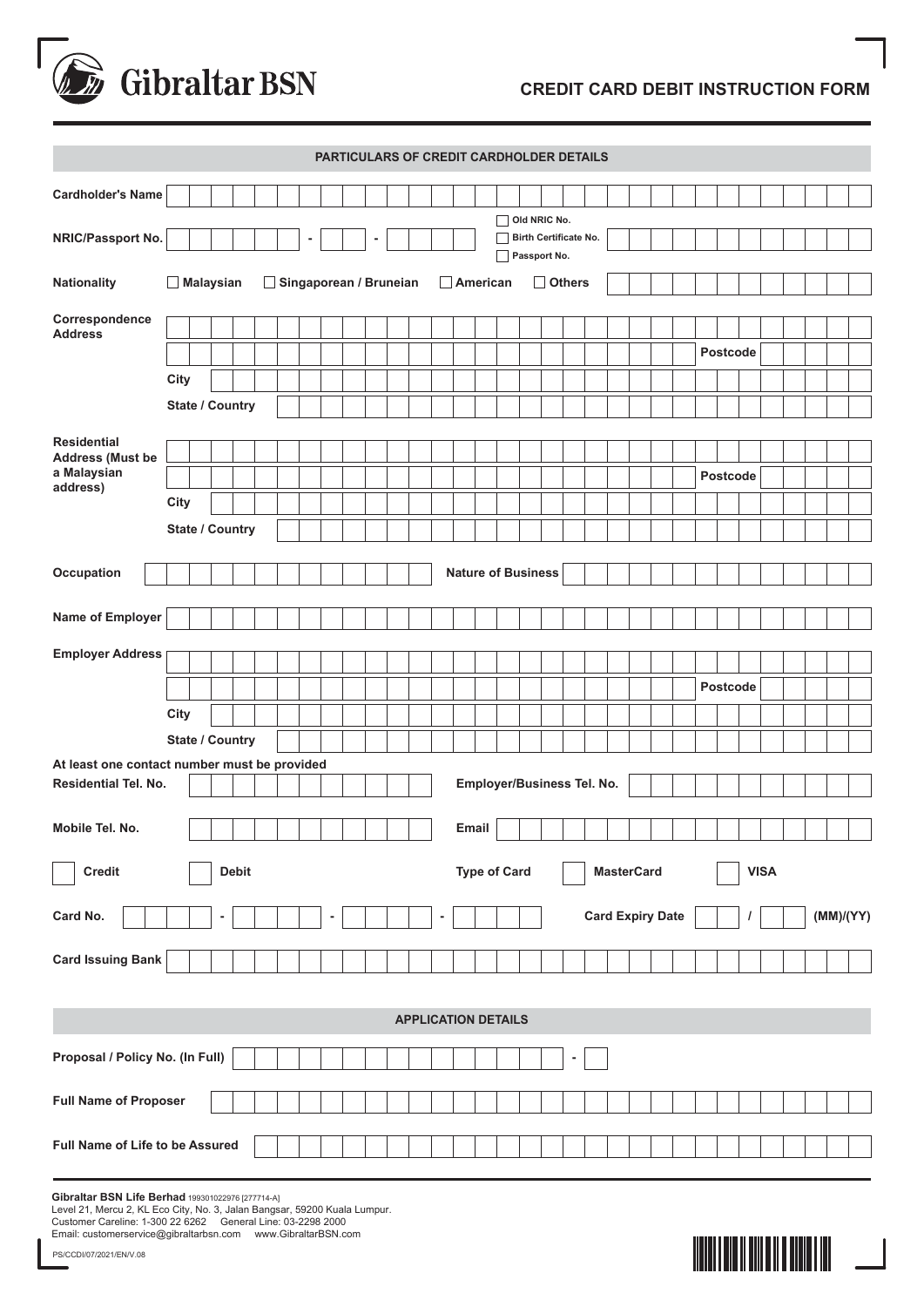Gibraltar BSN

# CREDIT CARD DEBIT INSTRUCTION FORM

## PARTICULARS OF CREDIT CARDHOLDER DETAILS

**Cardholder's Name**

**NRIC/Passport No.** - - ☐ Old NRIC No. ☐ Birth Certificate No. ☐ Passport No.

**Nationality** ☐ Malaysian ☐ Singaporean / Bruneian ☐ American ☐ Others

**Correspondence Address**

**Postcode**

**City**

**State / Country**

**Residential Address (Must be a Malaysian address)**

**Postcode**

**City**

**State / Country**

**Occupation** **Nature of Business**

**Name of Employer**

**Employer Address**

**Postcode**

**City**

**State / Country**

**At least one contact number must be provided**

**Residential Tel. No.** **Employer/Business Tel. No.**

**Mobile Tel. No.** **Email**

☐ **Credit** ☐ **Debit** **Type of Card** ☐ **MasterCard** ☐ **VISA**

**Card No.** - - - **Card Expiry Date** / **(MM)/(YY)**

**Card Issuing Bank**

## APPLICATION DETAILS

**Proposal / Policy No. (In Full)** -

**Full Name of Proposer**

**Full Name of Life to be Assured**

**Gibraltar BSN Life Berhad** 199301022976 [277714-A]
Level 21, Mercu 2, KL Eco City, No. 3, Jalan Bangsar, 59200 Kuala Lumpur.
Customer Careline: 1-300 22 6262 General Line: 03-2298 2000
Email: customerservice@gibraltarbsn.com www.GibraltarBSN.com

PS/CCDI/07/2021/EN/V.08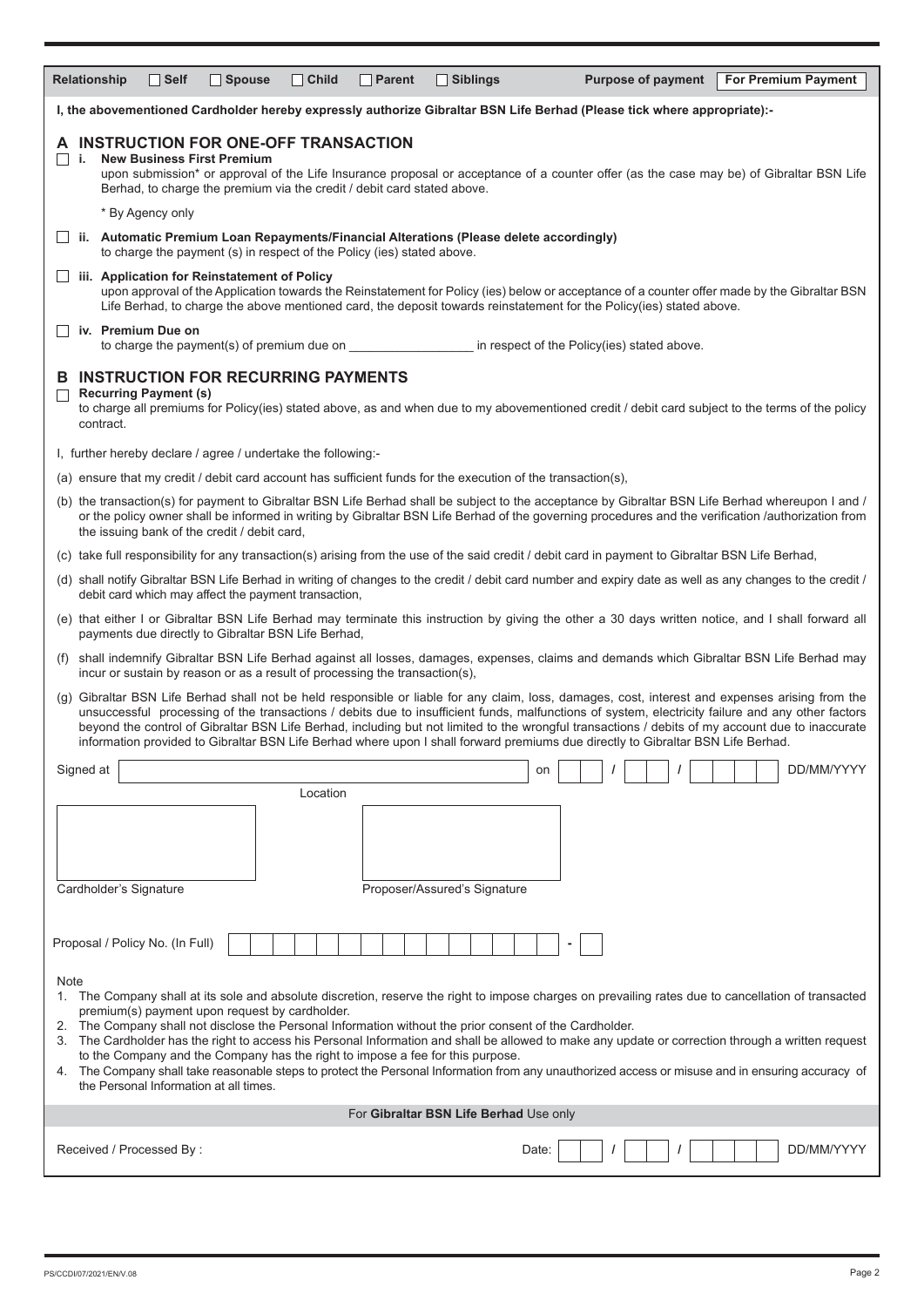**Relationship** ☐ **Self** ☐ **Spouse** ☐ **Child** ☐ **Parent** ☐ **Siblings** **Purpose of payment** **For Premium Payment**

**I, the abovementioned Cardholder hereby expressly authorize Gibraltar BSN Life Berhad (Please tick where appropriate):-**

## A INSTRUCTION FOR ONE-OFF TRANSACTION

☐ **i. New Business First Premium**
upon submission* or approval of the Life Insurance proposal or acceptance of a counter offer (as the case may be) of Gibraltar BSN Life Berhad, to charge the premium via the credit / debit card stated above.

\* By Agency only

☐ **ii. Automatic Premium Loan Repayments/Financial Alterations (Please delete accordingly)**
to charge the payment (s) in respect of the Policy (ies) stated above.

☐ **iii. Application for Reinstatement of Policy**
upon approval of the Application towards the Reinstatement for Policy (ies) below or acceptance of a counter offer made by the Gibraltar BSN Life Berhad, to charge the above mentioned card, the deposit towards reinstatement for the Policy(ies) stated above.

☐ **iv. Premium Due on**
to charge the payment(s) of premium due on \_\_\_\_\_\_\_\_\_\_\_\_\_\_\_\_\_ in respect of the Policy(ies) stated above.

## B INSTRUCTION FOR RECURRING PAYMENTS

☐ **Recurring Payment (s)**
to charge all premiums for Policy(ies) stated above, as and when due to my abovementioned credit / debit card subject to the terms of the policy contract.

I, further hereby declare / agree / undertake the following:-

(a) ensure that my credit / debit card account has sufficient funds for the execution of the transaction(s),

(b) the transaction(s) for payment to Gibraltar BSN Life Berhad shall be subject to the acceptance by Gibraltar BSN Life Berhad whereupon I and / or the policy owner shall be informed in writing by Gibraltar BSN Life Berhad of the governing procedures and the verification /authorization from the issuing bank of the credit / debit card,

(c) take full responsibility for any transaction(s) arising from the use of the said credit / debit card in payment to Gibraltar BSN Life Berhad,

(d) shall notify Gibraltar BSN Life Berhad in writing of changes to the credit / debit card number and expiry date as well as any changes to the credit / debit card which may affect the payment transaction,

(e) that either I or Gibraltar BSN Life Berhad may terminate this instruction by giving the other a 30 days written notice, and I shall forward all payments due directly to Gibraltar BSN Life Berhad,

(f) shall indemnify Gibraltar BSN Life Berhad against all losses, damages, expenses, claims and demands which Gibraltar BSN Life Berhad may incur or sustain by reason or as a result of processing the transaction(s),

(g) Gibraltar BSN Life Berhad shall not be held responsible or liable for any claim, loss, damages, cost, interest and expenses arising from the unsuccessful processing of the transactions / debits due to insufficient funds, malfunctions of system, electricity failure and any other factors beyond the control of Gibraltar BSN Life Berhad, including but not limited to the wrongful transactions / debits of my account due to inaccurate information provided to Gibraltar BSN Life Berhad where upon I shall forward premiums due directly to Gibraltar BSN Life Berhad.

Signed at \_\_\_\_\_\_\_\_\_\_\_\_\_\_\_\_\_\_\_\_ on \_\_ / \_\_ / \_\_\_\_ DD/MM/YYYY

Location

Cardholder's Signature

Proposer/Assured's Signature

Proposal / Policy No. (In Full) \_\_\_\_\_\_\_\_\_\_\_\_\_\_\_\_ - \_\_

Note

1. The Company shall at its sole and absolute discretion, reserve the right to impose charges on prevailing rates due to cancellation of transacted premium(s) payment upon request by cardholder.
2. The Company shall not disclose the Personal Information without the prior consent of the Cardholder.
3. The Cardholder has the right to access his Personal Information and shall be allowed to make any update or correction through a written request to the Company and the Company has the right to impose a fee for this purpose.
4. The Company shall take reasonable steps to protect the Personal Information from any unauthorized access or misuse and in ensuring accuracy of the Personal Information at all times.

For **Gibraltar BSN Life Berhad** Use only

Received / Processed By : Date: \_\_ / \_\_ / \_\_\_\_ DD/MM/YYYY

PS/CCDI/07/2021/EN/V.08